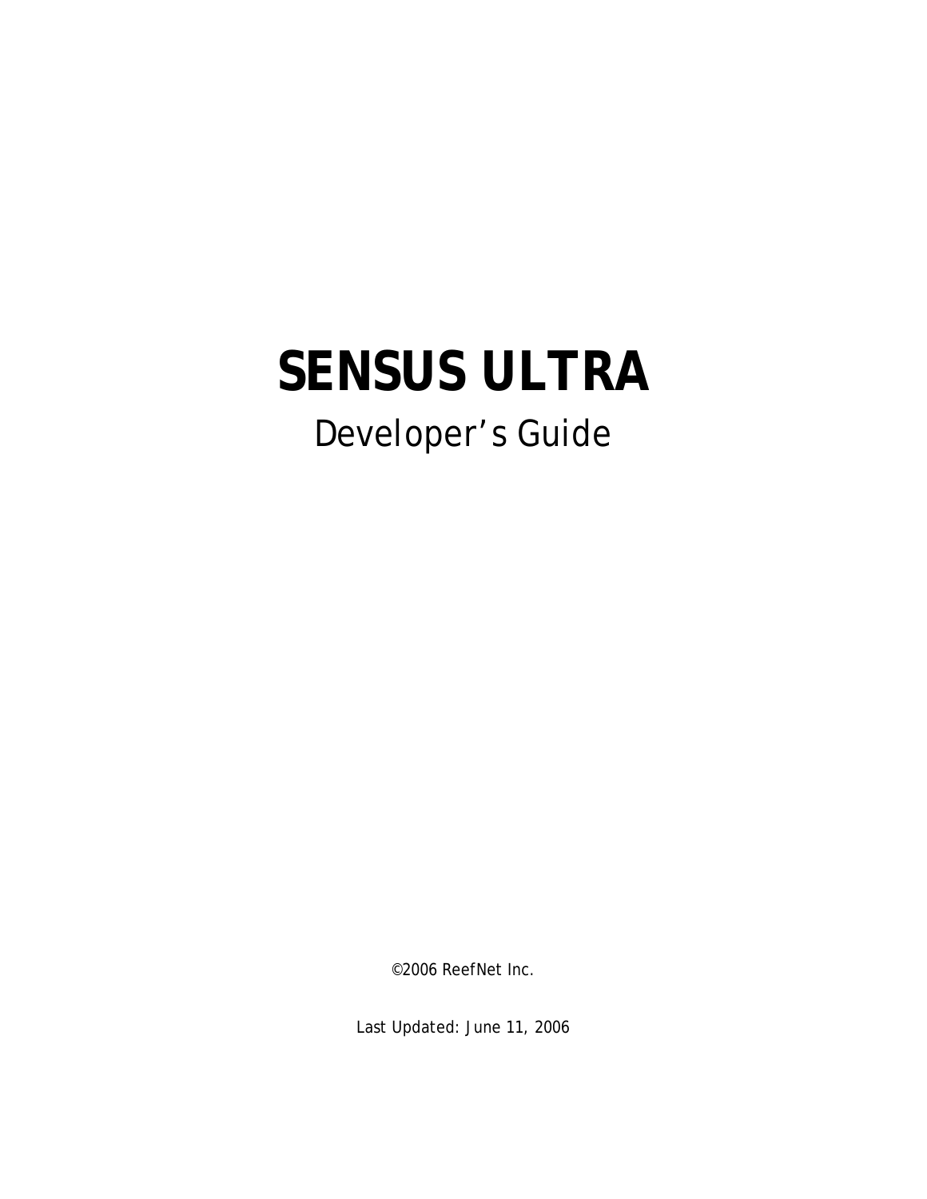# SENSUS ULTRA

Developer’s Guide

©2006 ReefNet Inc.

Last Updated: June 11, 2006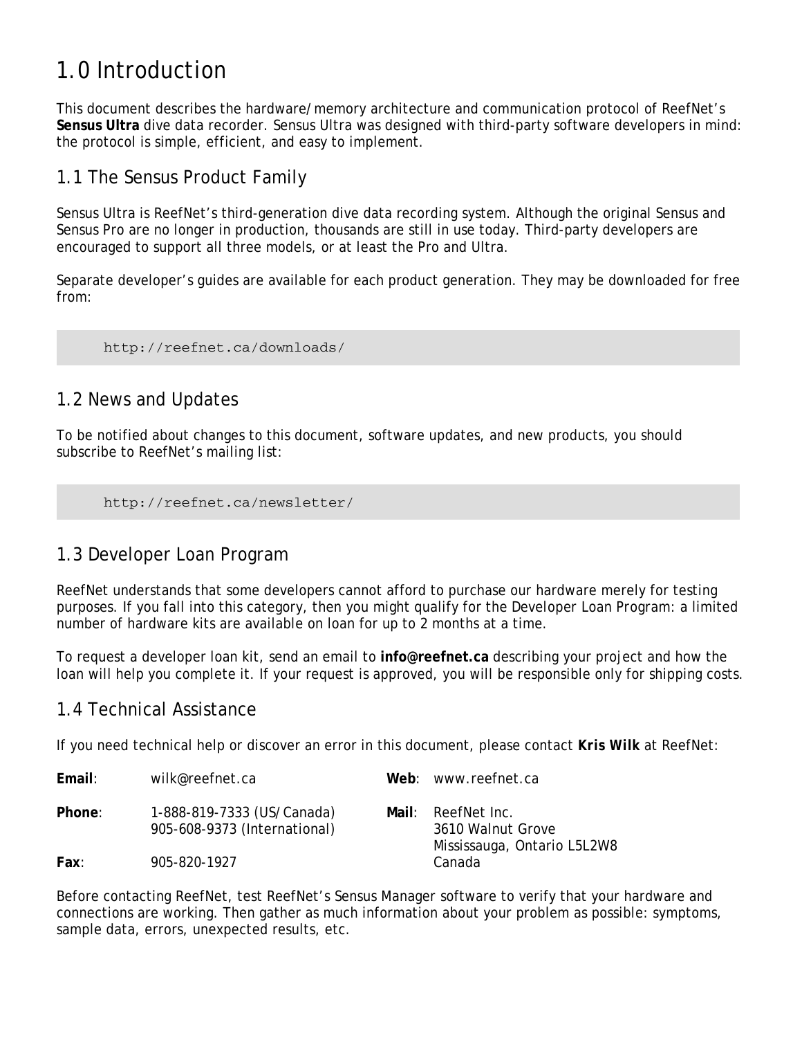# 1.0 Introduction

This document describes the hardware/memory architecture and communication protocol of ReefNet's **Sensus Ultra** dive data recorder. Sensus Ultra was designed with third-party software developers in mind: the protocol is simple, efficient, and easy to implement.

## 1.1 The Sensus Product Family

Sensus Ultra is ReefNet's third-generation dive data recording system. Although the original Sensus and Sensus Pro are no longer in production, thousands are still in use today. Third-party developers are encouraged to support all three models, or at least the Pro and Ultra.

Separate developer's guides are available for each product generation. They may be downloaded for free from:

```
http://reefnet.ca/downloads/
```

## 1.2 News and Updates

To be notified about changes to this document, software updates, and new products, you should subscribe to ReefNet's mailing list:

```
http://reefnet.ca/newsletter/
```

## 1.3 Developer Loan Program

ReefNet understands that some developers cannot afford to purchase our hardware merely for testing purposes. If you fall into this category, then you might qualify for the Developer Loan Program: a limited number of hardware kits are available on loan for up to 2 months at a time.

To request a developer loan kit, send an email to **info@reefnet.ca** describing your project and how the loan will help you complete it. If your request is approved, you will be responsible only for shipping costs.

## 1.4 Technical Assistance

If you need technical help or discover an error in this document, please contact **Kris Wilk** at ReefNet:

| | | | |
|---|---|---|---|
| **Email**: | wilk@reefnet.ca | **Web**: | www.reefnet.ca |
| **Phone**: | 1-888-819-7333 (US/Canada)<br>905-608-9373 (International) | **Mail**: | ReefNet Inc.<br>3610 Walnut Grove<br>Mississauga, Ontario L5L2W8<br>Canada |
| **Fax**: | 905-820-1927 | | |

Before contacting ReefNet, test ReefNet's Sensus Manager software to verify that your hardware and connections are working. Then gather as much information about your problem as possible: symptoms, sample data, errors, unexpected results, etc.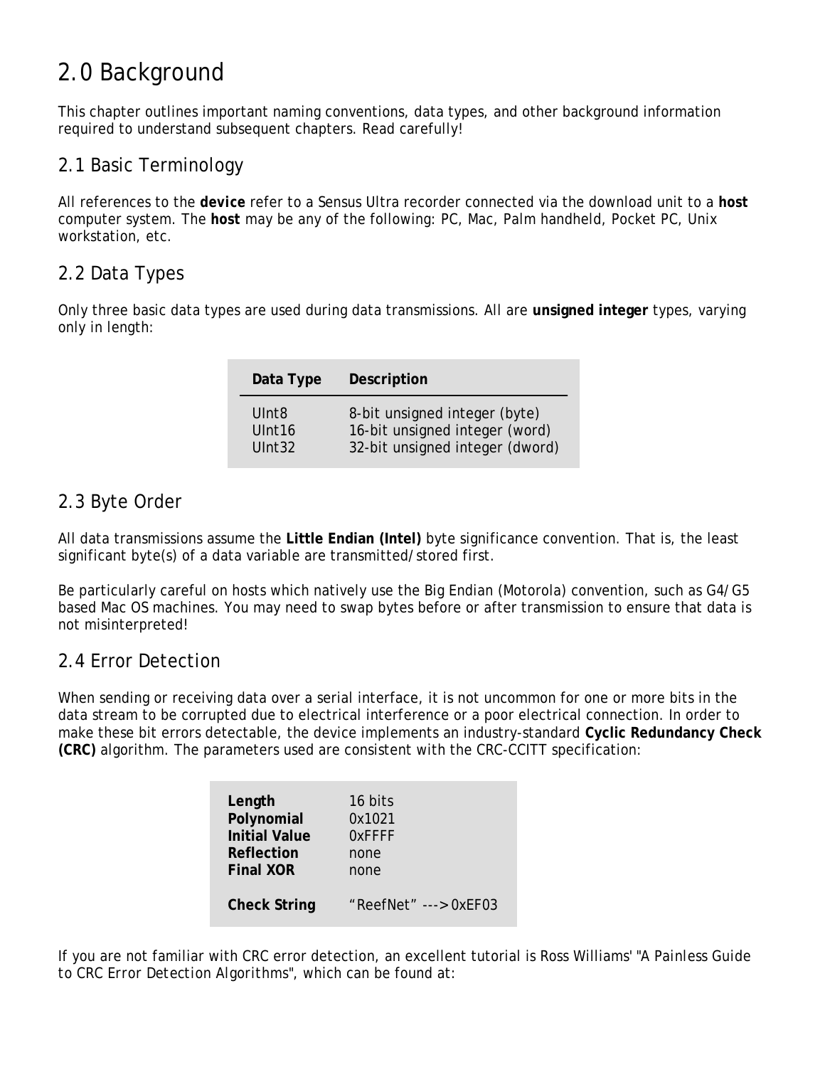# 2.0 Background

This chapter outlines important naming conventions, data types, and other background information required to understand subsequent chapters. Read carefully!

## 2.1 Basic Terminology

All references to the **device** refer to a Sensus Ultra recorder connected via the download unit to a **host** computer system. The **host** may be any of the following: PC, Mac, Palm handheld, Pocket PC, Unix workstation, etc.

## 2.2 Data Types

Only three basic data types are used during data transmissions. All are **unsigned integer** types, varying only in length:

| Data Type | Description |
|---|---|
| UInt8 | 8-bit unsigned integer (byte) |
| UInt16 | 16-bit unsigned integer (word) |
| UInt32 | 32-bit unsigned integer (dword) |

## 2.3 Byte Order

All data transmissions assume the **Little Endian (Intel)** byte significance convention. That is, the least significant byte(s) of a data variable are transmitted/stored first.

Be particularly careful on hosts which natively use the Big Endian (Motorola) convention, such as G4/G5 based Mac OS machines. You may need to swap bytes before or after transmission to ensure that data is not misinterpreted!

## 2.4 Error Detection

When sending or receiving data over a serial interface, it is not uncommon for one or more bits in the data stream to be corrupted due to electrical interference or a poor electrical connection. In order to make these bit errors detectable, the device implements an industry-standard **Cyclic Redundancy Check (CRC)** algorithm. The parameters used are consistent with the CRC-CCITT specification:

| | |
|---|---|
| **Length** | 16 bits |
| **Polynomial** | 0x1021 |
| **Initial Value** | 0xFFFF |
| **Reflection** | none |
| **Final XOR** | none |
| **Check String** | "ReefNet" ---> 0xEF03 |

If you are not familiar with CRC error detection, an excellent tutorial is Ross Williams' "*A Painless Guide to CRC Error Detection Algorithms*", which can be found at: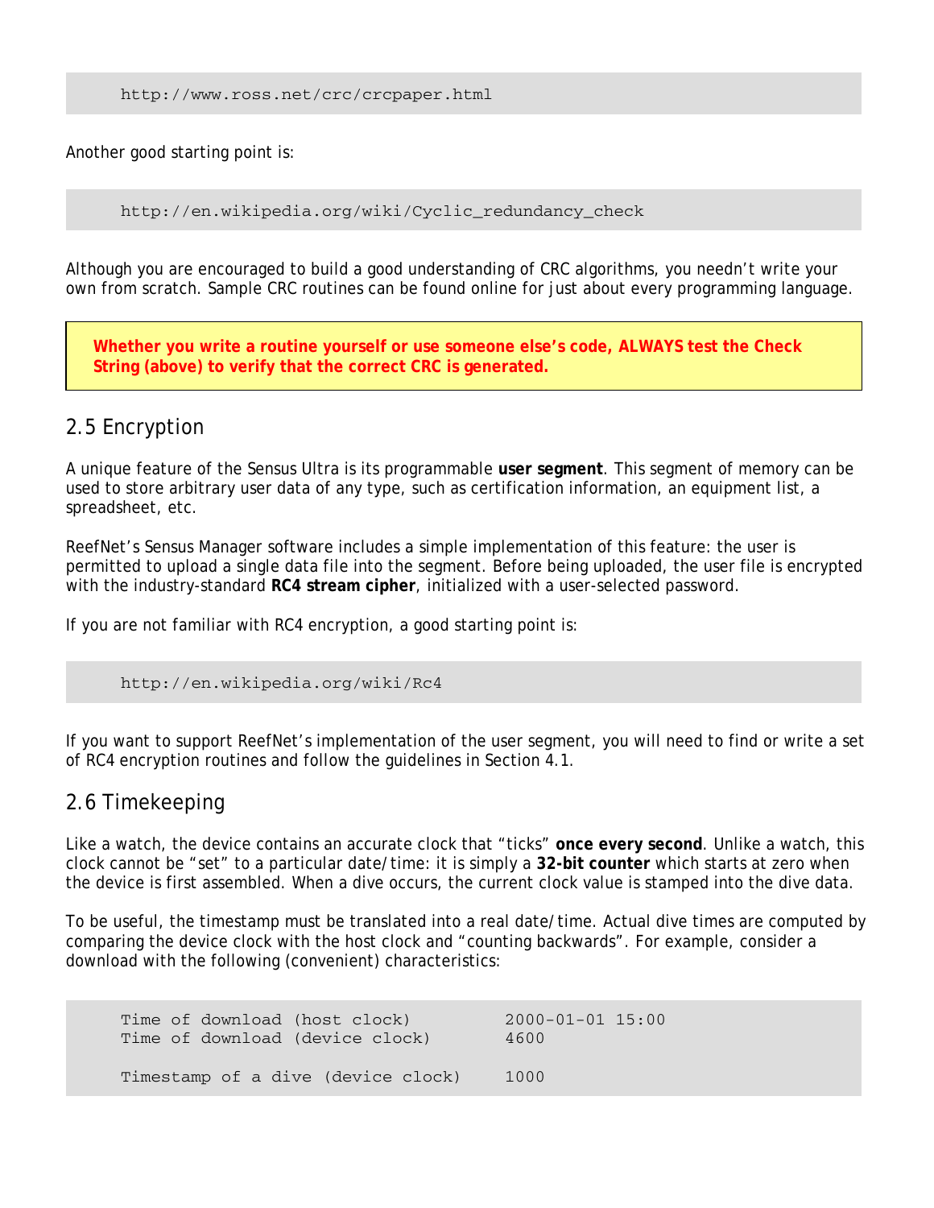```
http://www.ross.net/crc/crcpaper.html
```

Another good starting point is:

```
http://en.wikipedia.org/wiki/Cyclic_redundancy_check
```

Although you are encouraged to build a good understanding of CRC algorithms, you needn't write your own from scratch. Sample CRC routines can be found online for just about every programming language.

> **Whether you write a routine yourself or use someone else's code, ALWAYS test the Check String (above) to verify that the correct CRC is generated.**

## 2.5 Encryption

A unique feature of the Sensus Ultra is its programmable **user segment**. This segment of memory can be used to store arbitrary user data of any type, such as certification information, an equipment list, a spreadsheet, etc.

ReefNet's Sensus Manager software includes a simple implementation of this feature: the user is permitted to upload a single data file into the segment. Before being uploaded, the user file is encrypted with the industry-standard **RC4 stream cipher**, initialized with a user-selected password.

If you are not familiar with RC4 encryption, a good starting point is:

```
http://en.wikipedia.org/wiki/Rc4
```

If you want to support ReefNet's implementation of the user segment, you will need to find or write a set of RC4 encryption routines and follow the guidelines in Section 4.1.

## 2.6 Timekeeping

Like a watch, the device contains an accurate clock that "ticks" **once every second**. Unlike a watch, this clock cannot be "set" to a particular date/time: it is simply a **32-bit counter** which starts at zero when the device is first assembled. When a dive occurs, the current clock value is stamped into the dive data.

To be useful, the timestamp must be translated into a real date/time. Actual dive times are computed by comparing the device clock with the host clock and "counting backwards". For example, consider a download with the following (convenient) characteristics:

```
Time of download (host clock)       2000-01-01 15:00
Time of download (device clock)     4600

Timestamp of a dive (device clock)  1000
```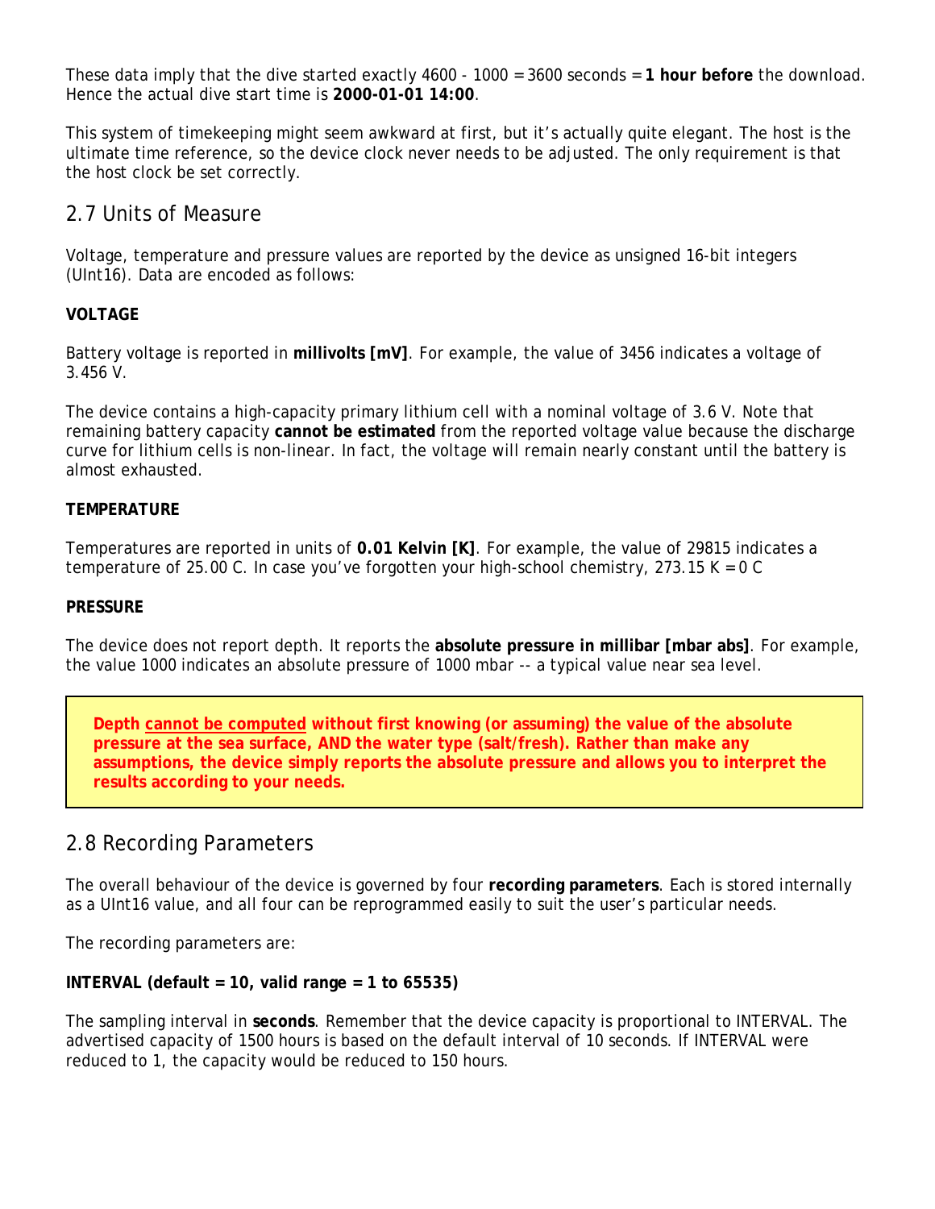These data imply that the dive started exactly 4600 - 1000 = 3600 seconds = **1 hour before** the download. Hence the actual dive start time is **2000-01-01 14:00**.

This system of timekeeping might seem awkward at first, but it's actually quite elegant. The host is the ultimate time reference, so the device clock never needs to be adjusted. The only requirement is that the host clock be set correctly.

## 2.7 Units of Measure

Voltage, temperature and pressure values are reported by the device as unsigned 16-bit integers (UInt16). Data are encoded as follows:

**VOLTAGE**

Battery voltage is reported in **millivolts [mV]**. For example, the value of 3456 indicates a voltage of 3.456 V.

The device contains a high-capacity primary lithium cell with a nominal voltage of 3.6 V. Note that remaining battery capacity **cannot be estimated** from the reported voltage value because the discharge curve for lithium cells is non-linear. In fact, the voltage will remain nearly constant until the battery is almost exhausted.

**TEMPERATURE**

Temperatures are reported in units of **0.01 Kelvin [K]**. For example, the value of 29815 indicates a temperature of 25.00 C. In case you've forgotten your high-school chemistry, 273.15 K = 0 C

**PRESSURE**

The device does not report depth. It reports the **absolute pressure in millibar [mbar abs]**. For example, the value 1000 indicates an absolute pressure of 1000 mbar -- a typical value near sea level.

> **Depth <u>cannot be computed</u> without first knowing (or assuming) the value of the absolute pressure at the sea surface, AND the water type (salt/fresh). Rather than make any assumptions, the device simply reports the absolute pressure and allows you to interpret the results according to your needs.**

## 2.8 Recording Parameters

The overall behaviour of the device is governed by four **recording parameters**. Each is stored internally as a UInt16 value, and all four can be reprogrammed easily to suit the user's particular needs.

The recording parameters are:

**INTERVAL (default = 10, valid range = 1 to 65535)**

The sampling interval in **seconds**. Remember that the device capacity is proportional to INTERVAL. The advertised capacity of 1500 hours is based on the default interval of 10 seconds. If INTERVAL were reduced to 1, the capacity would be reduced to 150 hours.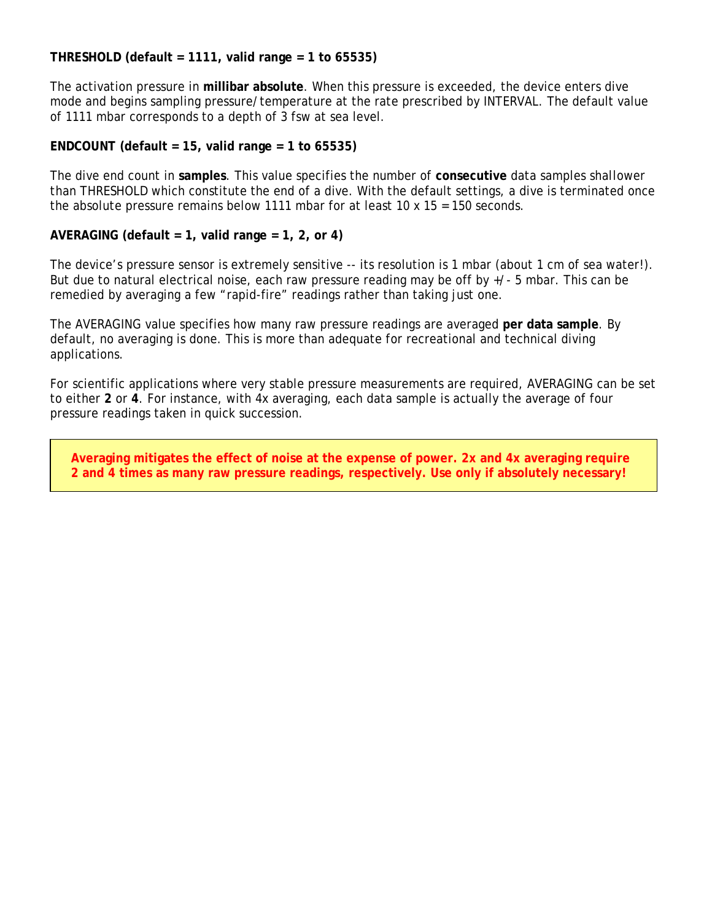**THRESHOLD (default = 1111, valid range = 1 to 65535)**

The activation pressure in **millibar absolute**. When this pressure is exceeded, the device enters dive mode and begins sampling pressure/temperature at the rate prescribed by INTERVAL. The default value of 1111 mbar corresponds to a depth of 3 fsw at sea level.

**ENDCOUNT (default = 15, valid range = 1 to 65535)**

The dive end count in **samples**. This value specifies the number of **consecutive** data samples shallower than THRESHOLD which constitute the end of a dive. With the default settings, a dive is terminated once the absolute pressure remains below 1111 mbar for at least 10 x 15 = 150 seconds.

**AVERAGING (default = 1, valid range = 1, 2, or 4)**

The device's pressure sensor is extremely sensitive -- its resolution is 1 mbar (about 1 cm of sea water!). But due to natural electrical noise, each raw pressure reading may be off by +/- 5 mbar. This can be remedied by averaging a few "rapid-fire" readings rather than taking just one.

The AVERAGING value specifies how many raw pressure readings are averaged **per data sample**. By default, no averaging is done. This is more than adequate for recreational and technical diving applications.

For scientific applications where very stable pressure measurements are required, AVERAGING can be set to either **2** or **4**. For instance, with 4x averaging, each data sample is actually the average of four pressure readings taken in quick succession.

> **Averaging mitigates the effect of noise at the expense of power. 2x and 4x averaging require 2 and 4 times as many raw pressure readings, respectively. Use only if absolutely necessary!**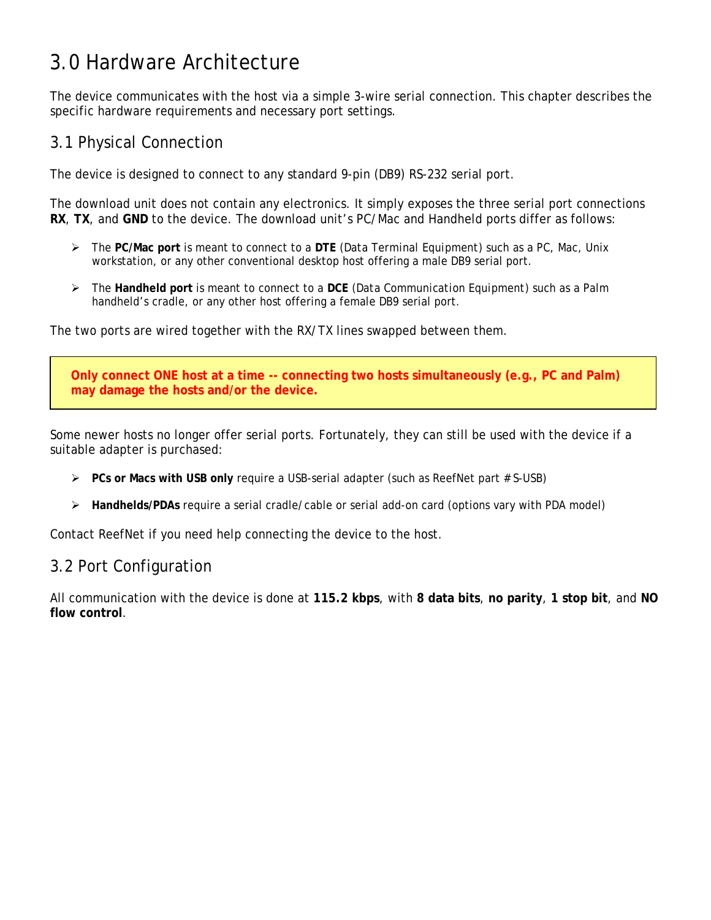# 3.0 Hardware Architecture

The device communicates with the host via a simple 3-wire serial connection. This chapter describes the specific hardware requirements and necessary port settings.

## 3.1 Physical Connection

The device is designed to connect to any standard 9-pin (DB9) RS-232 serial port.

The download unit does not contain any electronics. It simply exposes the three serial port connections **RX**, **TX**, and **GND** to the device. The download unit's PC/Mac and Handheld ports differ as follows:

- The **PC/Mac port** is meant to connect to a **DTE** (Data Terminal Equipment) such as a PC, Mac, Unix workstation, or any other conventional desktop host offering a male DB9 serial port.
- The **Handheld port** is meant to connect to a **DCE** (Data Communication Equipment) such as a Palm handheld's cradle, or any other host offering a female DB9 serial port.

The two ports are wired together with the RX/TX lines swapped between them.

> **Only connect ONE host at a time -- connecting two hosts simultaneously (e.g., PC and Palm) may damage the hosts and/or the device.**

Some newer hosts no longer offer serial ports. Fortunately, they can still be used with the device if a suitable adapter is purchased:

- **PCs or Macs with USB only** require a USB-serial adapter (such as ReefNet part # S-USB)
- **Handhelds/PDAs** require a serial cradle/cable or serial add-on card (options vary with PDA model)

Contact ReefNet if you need help connecting the device to the host.

## 3.2 Port Configuration

All communication with the device is done at **115.2 kbps**, with **8 data bits**, **no parity**, **1 stop bit**, and **NO flow control**.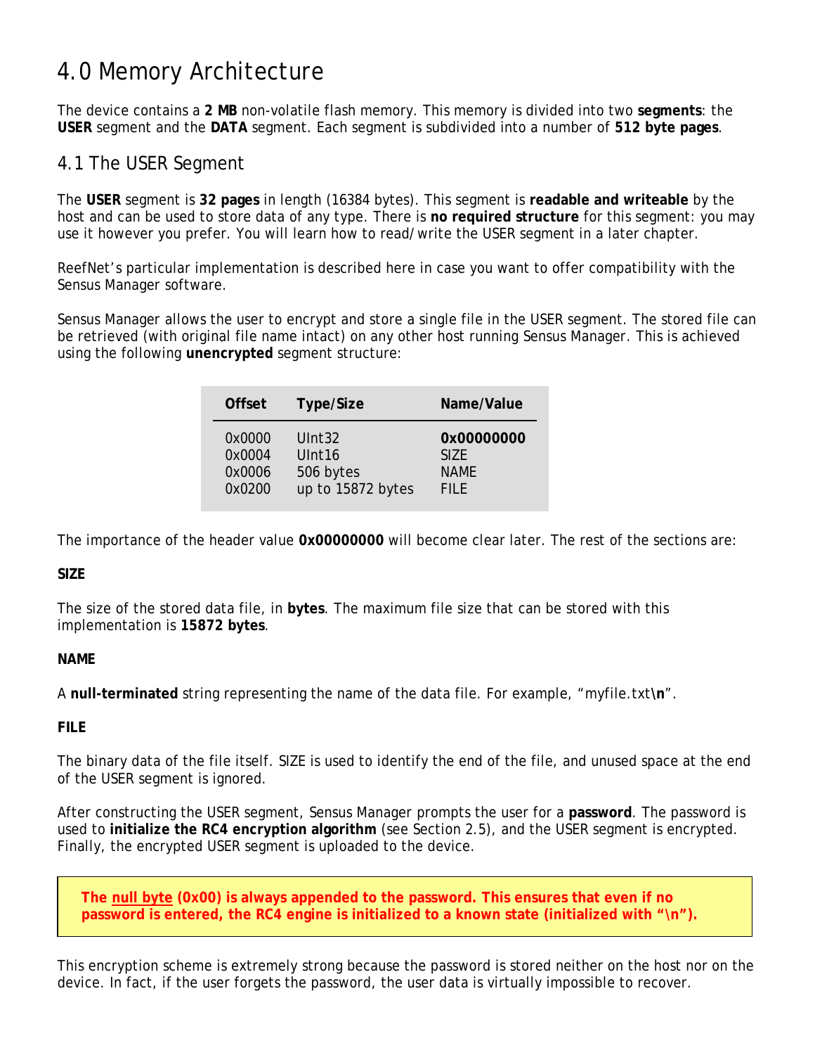# 4.0 Memory Architecture

The device contains a **2 MB** non-volatile flash memory. This memory is divided into two **segments**: the **USER** segment and the **DATA** segment. Each segment is subdivided into a number of **512 byte pages**.

## 4.1 The USER Segment

The **USER** segment is **32 pages** in length (16384 bytes). This segment is **readable and writeable** by the host and can be used to store data of any type. There is **no required structure** for this segment: you may use it however you prefer. You will learn how to read/write the USER segment in a later chapter.

ReefNet's particular implementation is described here in case you want to offer compatibility with the Sensus Manager software.

Sensus Manager allows the user to encrypt and store a single file in the USER segment. The stored file can be retrieved (with original file name intact) on any other host running Sensus Manager. This is achieved using the following **unencrypted** segment structure:

| Offset | Type/Size | Name/Value |
|---|---|---|
| 0x0000 | UInt32 | **0x00000000** |
| 0x0004 | UInt16 | SIZE |
| 0x0006 | 506 bytes | NAME |
| 0x0200 | up to 15872 bytes | FILE |

The importance of the header value **0x00000000** will become clear later. The rest of the sections are:

**SIZE**

The size of the stored data file, in **bytes**. The maximum file size that can be stored with this implementation is **15872 bytes**.

**NAME**

A **null-terminated** string representing the name of the data file. For example, "myfile.txt**\n**".

**FILE**

The binary data of the file itself. SIZE is used to identify the end of the file, and unused space at the end of the USER segment is ignored.

After constructing the USER segment, Sensus Manager prompts the user for a **password**. The password is used to **initialize the RC4 encryption algorithm** (see Section 2.5), and the USER segment is encrypted. Finally, the encrypted USER segment is uploaded to the device.

> **The null byte (0x00) is always appended to the password. This ensures that even if no password is entered, the RC4 engine is initialized to a known state (initialized with "\n").**

This encryption scheme is extremely strong because the password is stored neither on the host nor on the device. In fact, if the user forgets the password, the user data is virtually impossible to recover.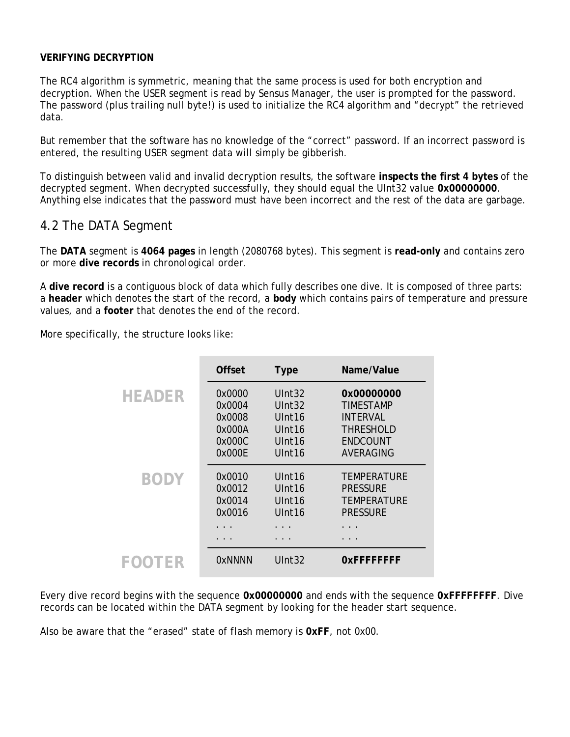**VERIFYING DECRYPTION**

The RC4 algorithm is symmetric, meaning that the same process is used for both encryption and decryption. When the USER segment is read by Sensus Manager, the user is prompted for the password. The password (plus trailing null byte!) is used to initialize the RC4 algorithm and "decrypt" the retrieved data.

But remember that the software has no knowledge of the "correct" password. If an incorrect password is entered, the resulting USER segment data will simply be gibberish.

To distinguish between valid and invalid decryption results, the software **inspects the first 4 bytes** of the decrypted segment. When decrypted successfully, they should equal the UInt32 value **0x00000000**. Anything else indicates that the password must have been incorrect and the rest of the data are garbage.

## 4.2 The DATA Segment

The **DATA** segment is **4064 pages** in length (2080768 bytes). This segment is **read-only** and contains zero or more **dive records** in chronological order.

A **dive record** is a contiguous block of data which fully describes one dive. It is composed of three parts: a **header** which denotes the start of the record, a **body** which contains pairs of temperature and pressure values, and a **footer** that denotes the end of the record.

More specifically, the structure looks like:

| | Offset | Type | Name/Value |
|---|---|---|---|
| **HEADER** | 0x0000 | UInt32 | **0x00000000** |
| | 0x0004 | UInt32 | TIMESTAMP |
| | 0x0008 | UInt16 | INTERVAL |
| | 0x000A | UInt16 | THRESHOLD |
| | 0x000C | UInt16 | ENDCOUNT |
| | 0x000E | UInt16 | AVERAGING |
| **BODY** | 0x0010 | UInt16 | TEMPERATURE |
| | 0x0012 | UInt16 | PRESSURE |
| | 0x0014 | UInt16 | TEMPERATURE |
| | 0x0016 | UInt16 | PRESSURE |
| | . . . | . . . | . . . |
| | . . . | . . . | . . . |
| **FOOTER** | 0xNNNN | UInt32 | **0xFFFFFFFF** |

Every dive record begins with the sequence **0x00000000** and ends with the sequence **0xFFFFFFFF**. Dive records can be located within the DATA segment by looking for the header start sequence.

Also be aware that the "erased" state of flash memory is **0xFF**, not 0x00.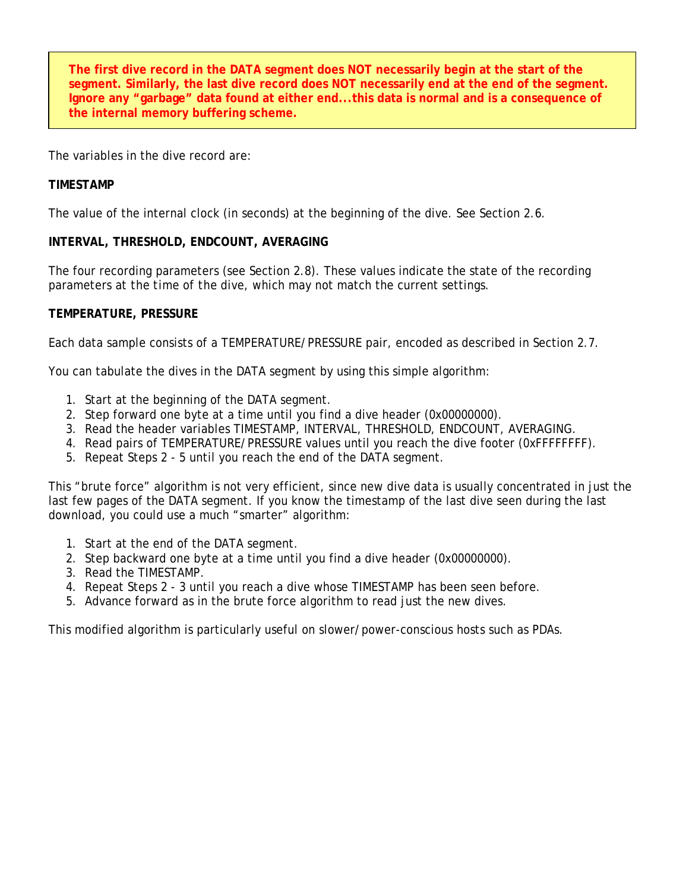**The first dive record in the DATA segment does NOT necessarily begin at the start of the segment. Similarly, the last dive record does NOT necessarily end at the end of the segment. Ignore any "garbage" data found at either end...this data is normal and is a consequence of the internal memory buffering scheme.**

The variables in the dive record are:

**TIMESTAMP**

The value of the internal clock (in seconds) at the beginning of the dive. See Section 2.6.

**INTERVAL, THRESHOLD, ENDCOUNT, AVERAGING**

The four recording parameters (see Section 2.8). These values indicate the state of the recording parameters at the time of the dive, which may not match the current settings.

**TEMPERATURE, PRESSURE**

Each data sample consists of a TEMPERATURE/PRESSURE pair, encoded as described in Section 2.7.

You can tabulate the dives in the DATA segment by using this simple algorithm:

1. Start at the beginning of the DATA segment.
2. Step forward one byte at a time until you find a dive header (0x00000000).
3. Read the header variables TIMESTAMP, INTERVAL, THRESHOLD, ENDCOUNT, AVERAGING.
4. Read pairs of TEMPERATURE/PRESSURE values until you reach the dive footer (0xFFFFFFFF).
5. Repeat Steps 2 - 5 until you reach the end of the DATA segment.

This "brute force" algorithm is not very efficient, since new dive data is usually concentrated in just the last few pages of the DATA segment. If you know the timestamp of the last dive seen during the last download, you could use a much "smarter" algorithm:

1. Start at the end of the DATA segment.
2. Step backward one byte at a time until you find a dive header (0x00000000).
3. Read the TIMESTAMP.
4. Repeat Steps 2 - 3 until you reach a dive whose TIMESTAMP has been seen before.
5. Advance forward as in the brute force algorithm to read just the new dives.

This modified algorithm is particularly useful on slower/power-conscious hosts such as PDAs.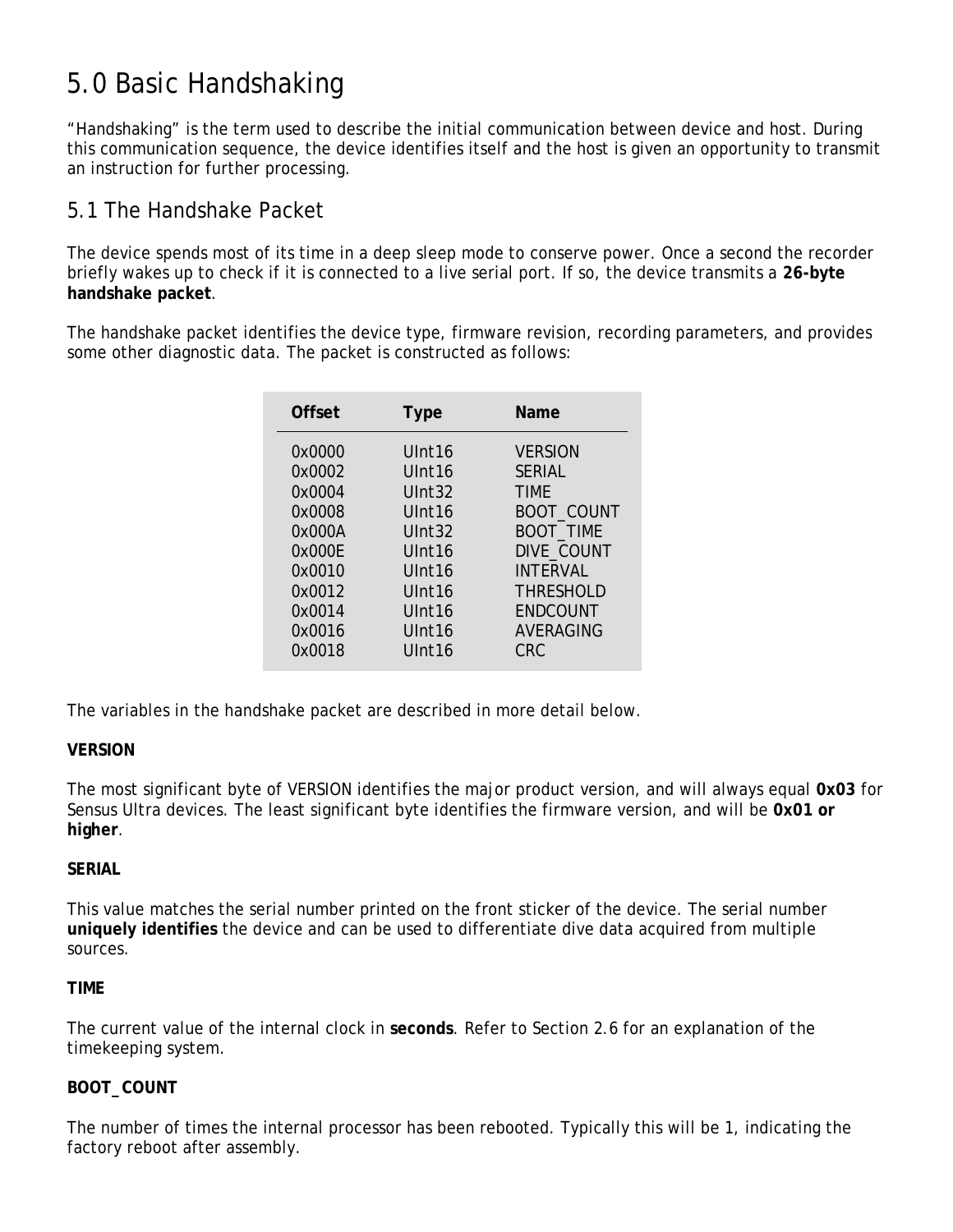# 5.0 Basic Handshaking

"Handshaking" is the term used to describe the initial communication between device and host. During this communication sequence, the device identifies itself and the host is given an opportunity to transmit an instruction for further processing.

## 5.1 The Handshake Packet

The device spends most of its time in a deep sleep mode to conserve power. Once a second the recorder briefly wakes up to check if it is connected to a live serial port. If so, the device transmits a **26-byte handshake packet**.

The handshake packet identifies the device type, firmware revision, recording parameters, and provides some other diagnostic data. The packet is constructed as follows:

| Offset | Type | Name |
|---|---|---|
| 0x0000 | UInt16 | VERSION |
| 0x0002 | UInt16 | SERIAL |
| 0x0004 | UInt32 | TIME |
| 0x0008 | UInt16 | BOOT_COUNT |
| 0x000A | UInt32 | BOOT_TIME |
| 0x000E | UInt16 | DIVE_COUNT |
| 0x0010 | UInt16 | INTERVAL |
| 0x0012 | UInt16 | THRESHOLD |
| 0x0014 | UInt16 | ENDCOUNT |
| 0x0016 | UInt16 | AVERAGING |
| 0x0018 | UInt16 | CRC |

The variables in the handshake packet are described in more detail below.

**VERSION**

The most significant byte of VERSION identifies the major product version, and will always equal **0x03** for Sensus Ultra devices. The least significant byte identifies the firmware version, and will be **0x01 or higher**.

**SERIAL**

This value matches the serial number printed on the front sticker of the device. The serial number **uniquely identifies** the device and can be used to differentiate dive data acquired from multiple sources.

**TIME**

The current value of the internal clock in **seconds**. Refer to Section 2.6 for an explanation of the timekeeping system.

**BOOT_COUNT**

The number of times the internal processor has been rebooted. Typically this will be 1, indicating the factory reboot after assembly.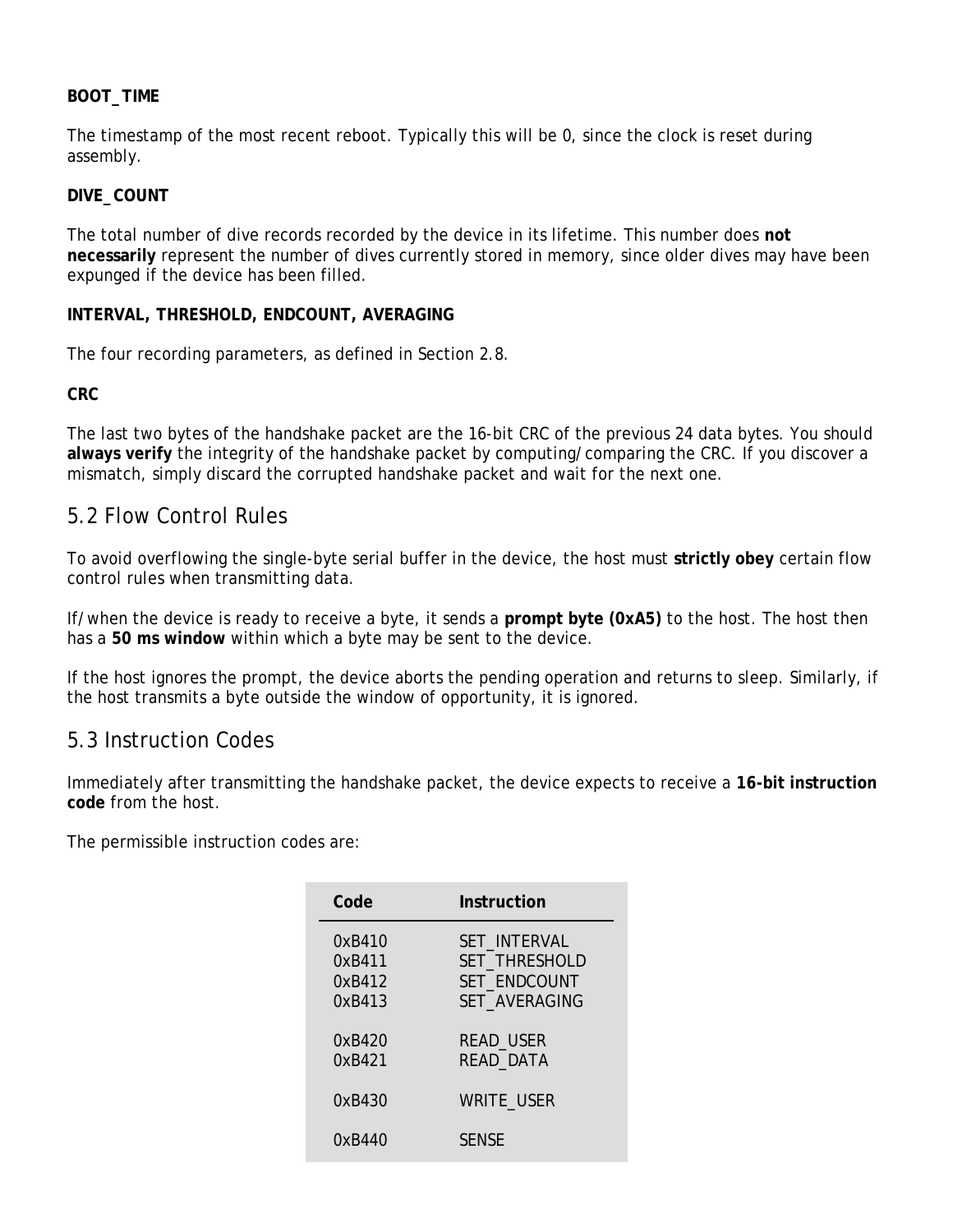**BOOT_TIME**

The timestamp of the most recent reboot. Typically this will be 0, since the clock is reset during assembly.

**DIVE_COUNT**

The total number of dive records recorded by the device in its lifetime. This number does **not necessarily** represent the number of dives currently stored in memory, since older dives may have been expunged if the device has been filled.

**INTERVAL, THRESHOLD, ENDCOUNT, AVERAGING**

The four recording parameters, as defined in Section 2.8.

**CRC**

The last two bytes of the handshake packet are the 16-bit CRC of the previous 24 data bytes. You should **always verify** the integrity of the handshake packet by computing/comparing the CRC. If you discover a mismatch, simply discard the corrupted handshake packet and wait for the next one.

## 5.2 Flow Control Rules

To avoid overflowing the single-byte serial buffer in the device, the host must **strictly obey** certain flow control rules when transmitting data.

If/when the device is ready to receive a byte, it sends a **prompt byte (0xA5)** to the host. The host then has a **50 ms window** within which a byte may be sent to the device.

If the host ignores the prompt, the device aborts the pending operation and returns to sleep. Similarly, if the host transmits a byte outside the window of opportunity, it is ignored.

## 5.3 Instruction Codes

Immediately after transmitting the handshake packet, the device expects to receive a **16-bit instruction code** from the host.

The permissible instruction codes are:

| Code | Instruction |
|---|---|
| 0xB410 | SET_INTERVAL |
| 0xB411 | SET_THRESHOLD |
| 0xB412 | SET_ENDCOUNT |
| 0xB413 | SET_AVERAGING |
| 0xB420 | READ_USER |
| 0xB421 | READ_DATA |
| 0xB430 | WRITE_USER |
| 0xB440 | SENSE |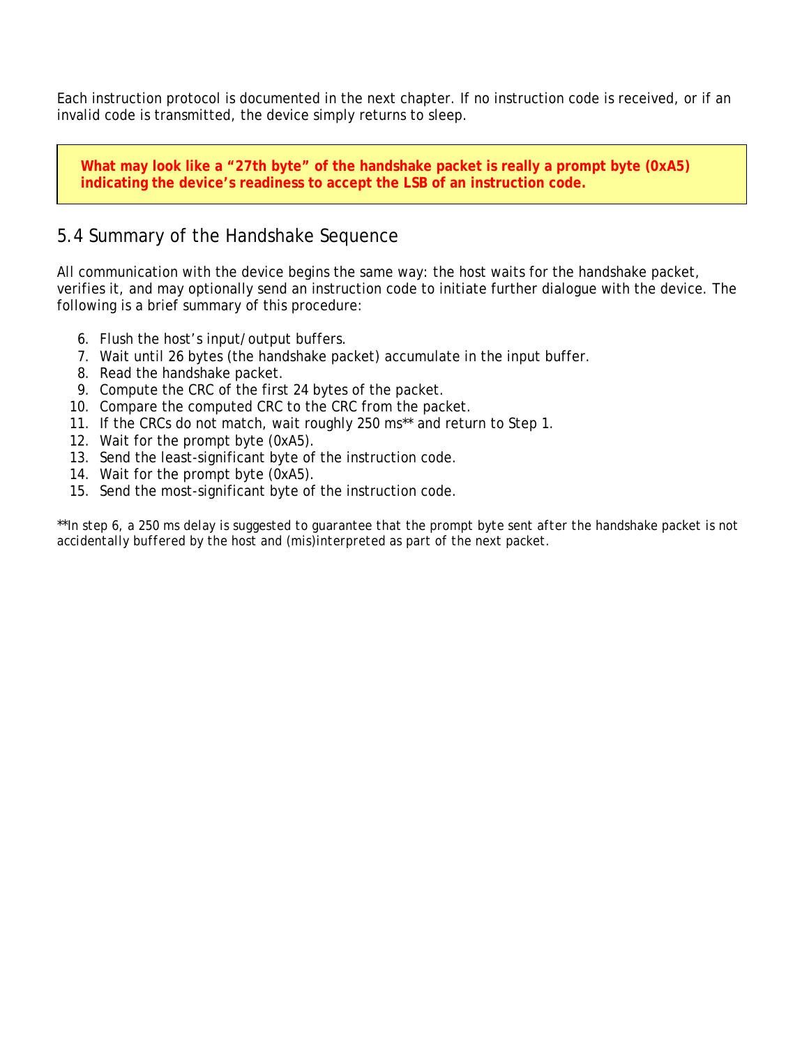Each instruction protocol is documented in the next chapter. If no instruction code is received, or if an invalid code is transmitted, the device simply returns to sleep.

> **What may look like a "27th byte" of the handshake packet is really a prompt byte (0xA5) indicating the device's readiness to accept the LSB of an instruction code.**

## 5.4 Summary of the Handshake Sequence

All communication with the device begins the same way: the host waits for the handshake packet, verifies it, and may optionally send an instruction code to initiate further dialogue with the device. The following is a brief summary of this procedure:

6. Flush the host's input/output buffers.
7. Wait until 26 bytes (the handshake packet) accumulate in the input buffer.
8. Read the handshake packet.
9. Compute the CRC of the first 24 bytes of the packet.
10. Compare the computed CRC to the CRC from the packet.
11. If the CRCs do not match, wait roughly 250 ms** and return to Step 1.
12. Wait for the prompt byte (0xA5).
13. Send the least-significant byte of the instruction code.
14. Wait for the prompt byte (0xA5).
15. Send the most-significant byte of the instruction code.

*\*\*In step 6, a 250 ms delay is suggested to guarantee that the prompt byte sent after the handshake packet is not accidentally buffered by the host and (mis)interpreted as part of the next packet.*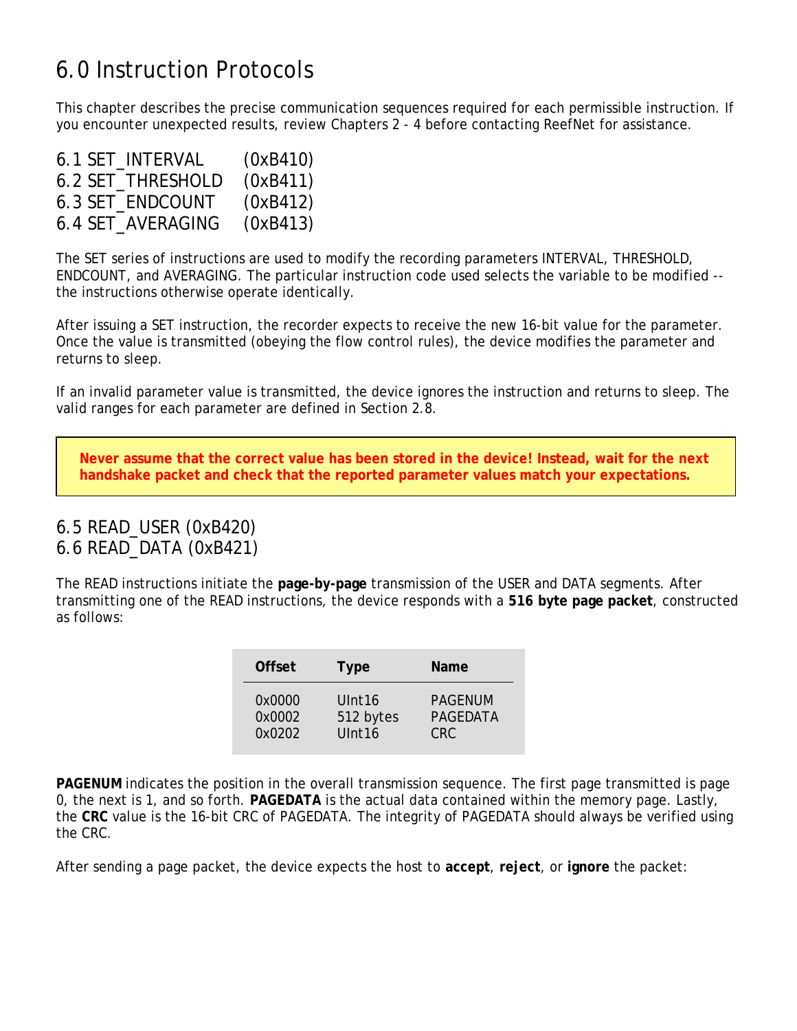# 6.0 Instruction Protocols

This chapter describes the precise communication sequences required for each permissible instruction. If you encounter unexpected results, review Chapters 2 - 4 before contacting ReefNet for assistance.

## 6.1 SET_INTERVAL (0xB410)
## 6.2 SET_THRESHOLD (0xB411)
## 6.3 SET_ENDCOUNT (0xB412)
## 6.4 SET_AVERAGING (0xB413)

The SET series of instructions are used to modify the recording parameters INTERVAL, THRESHOLD, ENDCOUNT, and AVERAGING. The particular instruction code used selects the variable to be modified -- the instructions otherwise operate identically.

After issuing a SET instruction, the recorder expects to receive the new 16-bit value for the parameter. Once the value is transmitted (obeying the flow control rules), the device modifies the parameter and returns to sleep.

If an invalid parameter value is transmitted, the device ignores the instruction and returns to sleep. The valid ranges for each parameter are defined in Section 2.8.

> **Never assume that the correct value has been stored in the device! Instead, wait for the next handshake packet and check that the reported parameter values match your expectations.**

## 6.5 READ_USER (0xB420)
## 6.6 READ_DATA (0xB421)

The READ instructions initiate the **page-by-page** transmission of the USER and DATA segments. After transmitting one of the READ instructions, the device responds with a **516 byte page packet**, constructed as follows:

| Offset | Type | Name |
|---|---|---|
| 0x0000 | UInt16 | PAGENUM |
| 0x0002 | 512 bytes | PAGEDATA |
| 0x0202 | UInt16 | CRC |

**PAGENUM** indicates the position in the overall transmission sequence. The first page transmitted is page 0, the next is 1, and so forth. **PAGEDATA** is the actual data contained within the memory page. Lastly, the **CRC** value is the 16-bit CRC of PAGEDATA. The integrity of PAGEDATA should always be verified using the CRC.

After sending a page packet, the device expects the host to **accept**, **reject**, or **ignore** the packet: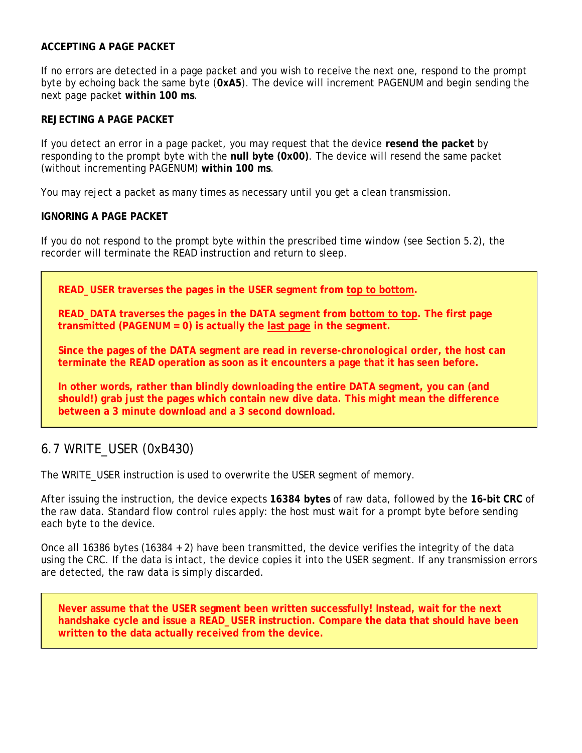**ACCEPTING A PAGE PACKET**

If no errors are detected in a page packet and you wish to receive the next one, respond to the prompt byte by echoing back the same byte (**0xA5**). The device will increment PAGENUM and begin sending the next page packet **within 100 ms**.

**REJECTING A PAGE PACKET**

If you detect an error in a page packet, you may request that the device **resend the packet** by responding to the prompt byte with the **null byte (0x00)**. The device will resend the same packet (without incrementing PAGENUM) **within 100 ms**.

You may reject a packet as many times as necessary until you get a clean transmission.

**IGNORING A PAGE PACKET**

If you do not respond to the prompt byte within the prescribed time window (see Section 5.2), the recorder will terminate the READ instruction and return to sleep.

> **READ_USER traverses the pages in the USER segment from top to bottom.**
>
> **READ_DATA traverses the pages in the DATA segment from bottom to top. The first page transmitted (PAGENUM = 0) is actually the last page in the segment.**
>
> **Since the pages of the DATA segment are read in *reverse-chronological* order, the host can terminate the READ operation as soon as it encounters a page that it has seen before.**
>
> **In other words, rather than blindly downloading the entire DATA segment, you can (and should!) grab just the pages which contain new dive data. This might mean the difference between a 3 minute download and a 3 second download.**

## 6.7 WRITE_USER (0xB430)

The WRITE_USER instruction is used to overwrite the USER segment of memory.

After issuing the instruction, the device expects **16384 bytes** of raw data, followed by the **16-bit CRC** of the raw data. Standard flow control rules apply: the host must wait for a prompt byte before sending each byte to the device.

Once all 16386 bytes (16384 + 2) have been transmitted, the device verifies the integrity of the data using the CRC. If the data is intact, the device copies it into the USER segment. If any transmission errors are detected, the raw data is simply discarded.

> **Never assume that the USER segment been written successfully! Instead, wait for the next handshake cycle and issue a READ_USER instruction. Compare the data that should have been written to the data actually received from the device.**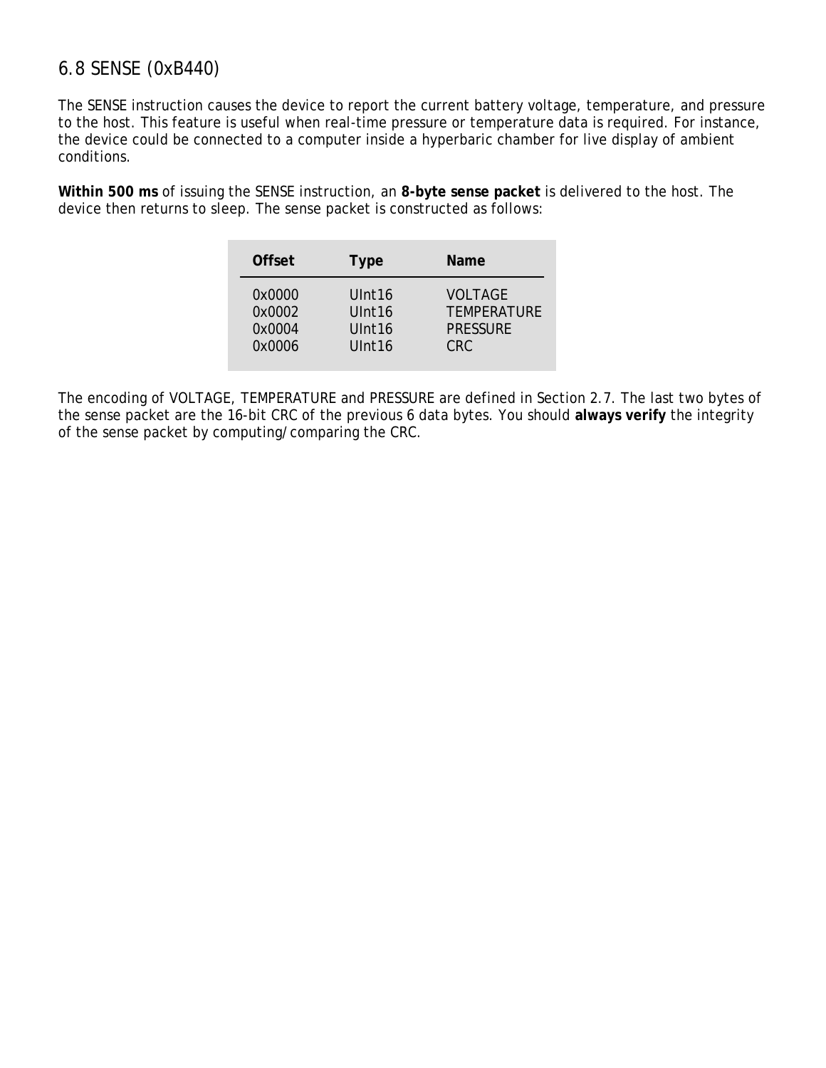## 6.8 SENSE (0xB440)

The SENSE instruction causes the device to report the current battery voltage, temperature, and pressure to the host. This feature is useful when real-time pressure or temperature data is required. For instance, the device could be connected to a computer inside a hyperbaric chamber for live display of ambient conditions.

**Within 500 ms** of issuing the SENSE instruction, an **8-byte sense packet** is delivered to the host. The device then returns to sleep. The sense packet is constructed as follows:

| Offset | Type | Name |
|---|---|---|
| 0x0000 | UInt16 | VOLTAGE |
| 0x0002 | UInt16 | TEMPERATURE |
| 0x0004 | UInt16 | PRESSURE |
| 0x0006 | UInt16 | CRC |

The encoding of VOLTAGE, TEMPERATURE and PRESSURE are defined in Section 2.7. The last two bytes of the sense packet are the 16-bit CRC of the previous 6 data bytes. You should **always verify** the integrity of the sense packet by computing/comparing the CRC.